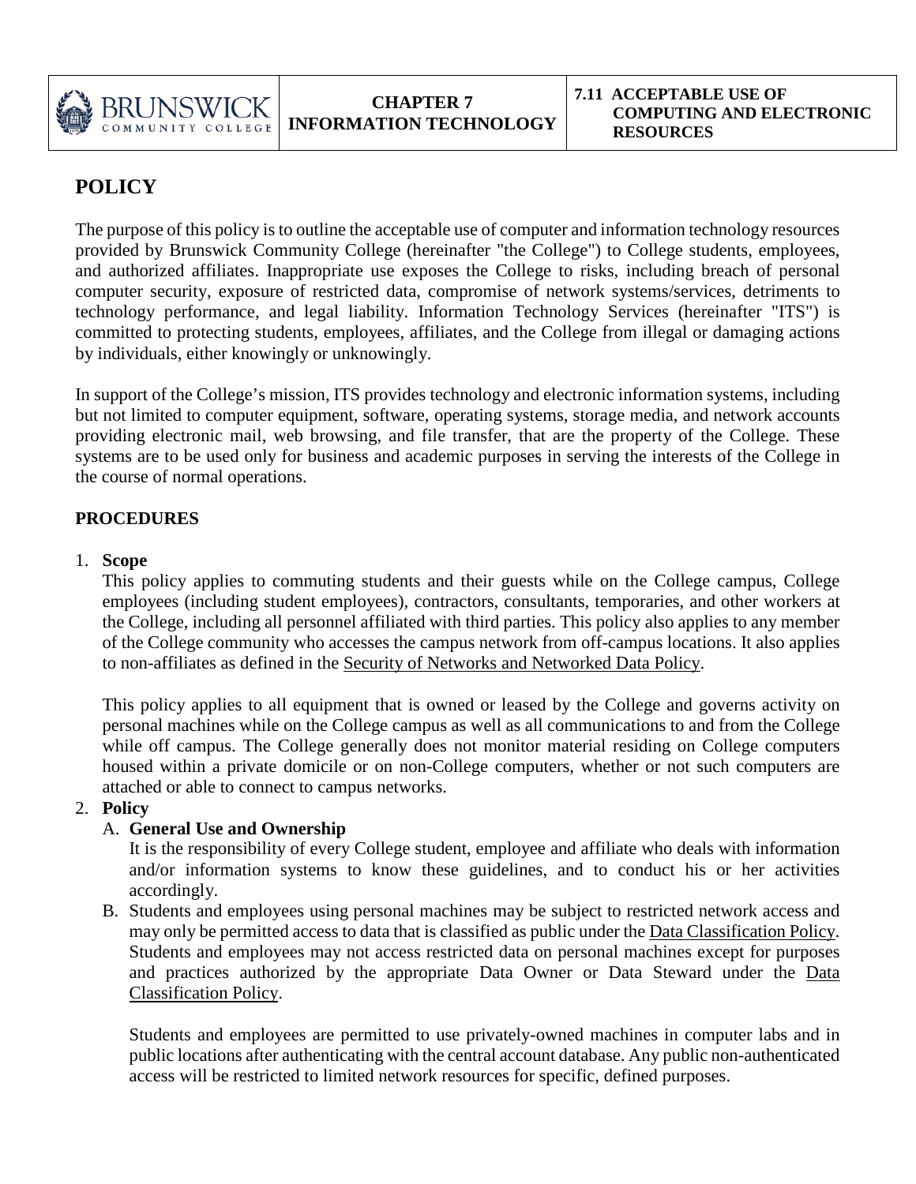| BRUNSWICK COMMUNITY COLLEGE | CHAPTER 7 INFORMATION TECHNOLOGY | 7.11 ACCEPTABLE USE OF COMPUTING AND ELECTRONIC RESOURCES |
|---|---|---|

# POLICY

The purpose of this policy is to outline the acceptable use of computer and information technology resources provided by Brunswick Community College (hereinafter "the College") to College students, employees, and authorized affiliates. Inappropriate use exposes the College to risks, including breach of personal computer security, exposure of restricted data, compromise of network systems/services, detriments to technology performance, and legal liability. Information Technology Services (hereinafter "ITS") is committed to protecting students, employees, affiliates, and the College from illegal or damaging actions by individuals, either knowingly or unknowingly.

In support of the College's mission, ITS provides technology and electronic information systems, including but not limited to computer equipment, software, operating systems, storage media, and network accounts providing electronic mail, web browsing, and file transfer, that are the property of the College. These systems are to be used only for business and academic purposes in serving the interests of the College in the course of normal operations.

## PROCEDURES

1. **Scope**

   This policy applies to commuting students and their guests while on the College campus, College employees (including student employees), contractors, consultants, temporaries, and other workers at the College, including all personnel affiliated with third parties. This policy also applies to any member of the College community who accesses the campus network from off-campus locations. It also applies to non-affiliates as defined in the Security of Networks and Networked Data Policy.

   This policy applies to all equipment that is owned or leased by the College and governs activity on personal machines while on the College campus as well as all communications to and from the College while off campus. The College generally does not monitor material residing on College computers housed within a private domicile or on non-College computers, whether or not such computers are attached or able to connect to campus networks.

2. **Policy**

   A. **General Use and Ownership**

   It is the responsibility of every College student, employee and affiliate who deals with information and/or information systems to know these guidelines, and to conduct his or her activities accordingly.

   B. Students and employees using personal machines may be subject to restricted network access and may only be permitted access to data that is classified as public under the Data Classification Policy. Students and employees may not access restricted data on personal machines except for purposes and practices authorized by the appropriate Data Owner or Data Steward under the Data Classification Policy.

   Students and employees are permitted to use privately-owned machines in computer labs and in public locations after authenticating with the central account database. Any public non-authenticated access will be restricted to limited network resources for specific, defined purposes.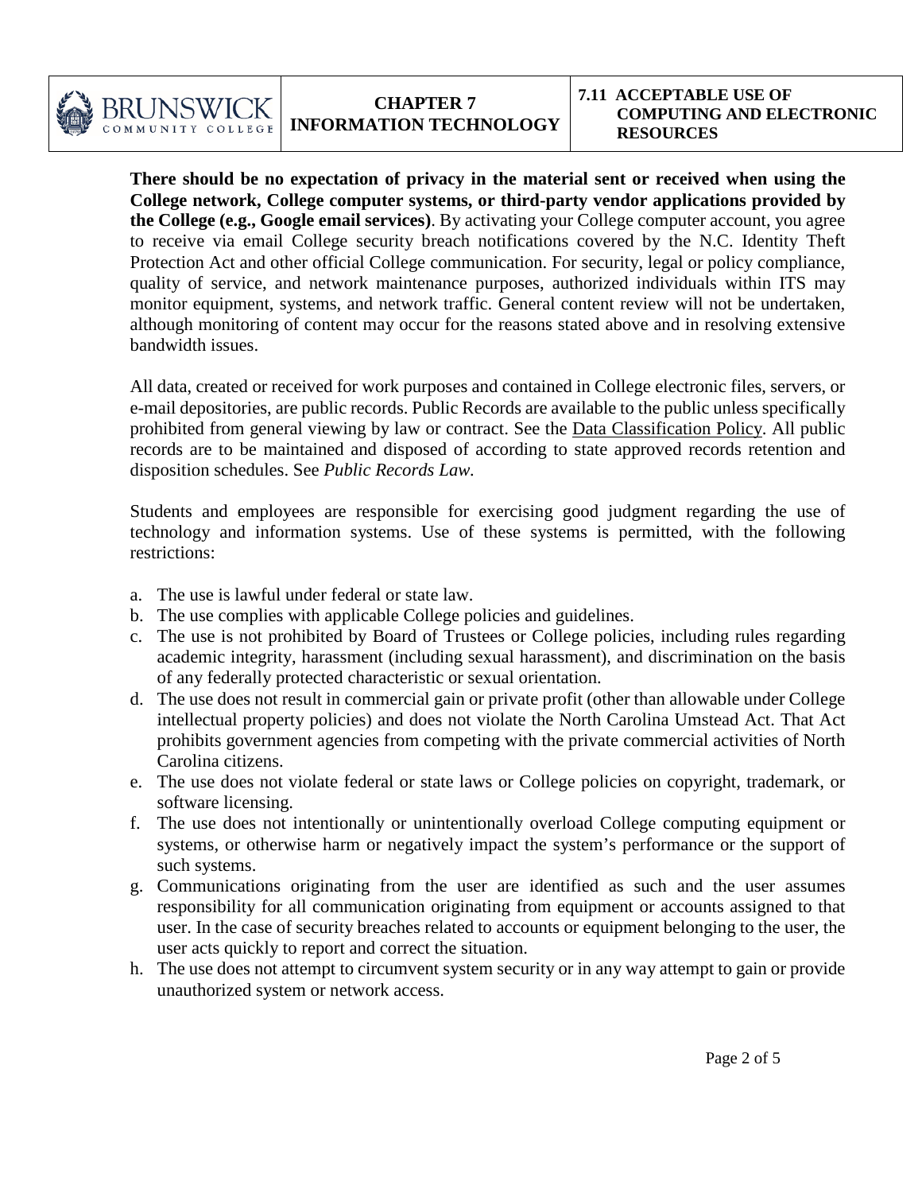**There should be no expectation of privacy in the material sent or received when using the College network, College computer systems, or third-party vendor applications provided by the College (e.g., Google email services)**. By activating your College computer account, you agree to receive via email College security breach notifications covered by the N.C. Identity Theft Protection Act and other official College communication. For security, legal or policy compliance, quality of service, and network maintenance purposes, authorized individuals within ITS may monitor equipment, systems, and network traffic. General content review will not be undertaken, although monitoring of content may occur for the reasons stated above and in resolving extensive bandwidth issues.

All data, created or received for work purposes and contained in College electronic files, servers, or e-mail depositories, are public records. Public Records are available to the public unless specifically prohibited from general viewing by law or contract. See the Data Classification Policy. All public records are to be maintained and disposed of according to state approved records retention and disposition schedules. See *Public Records Law*.

Students and employees are responsible for exercising good judgment regarding the use of technology and information systems. Use of these systems is permitted, with the following restrictions:

a. The use is lawful under federal or state law.
b. The use complies with applicable College policies and guidelines.
c. The use is not prohibited by Board of Trustees or College policies, including rules regarding academic integrity, harassment (including sexual harassment), and discrimination on the basis of any federally protected characteristic or sexual orientation.
d. The use does not result in commercial gain or private profit (other than allowable under College intellectual property policies) and does not violate the North Carolina Umstead Act. That Act prohibits government agencies from competing with the private commercial activities of North Carolina citizens.
e. The use does not violate federal or state laws or College policies on copyright, trademark, or software licensing.
f. The use does not intentionally or unintentionally overload College computing equipment or systems, or otherwise harm or negatively impact the system's performance or the support of such systems.
g. Communications originating from the user are identified as such and the user assumes responsibility for all communication originating from equipment or accounts assigned to that user. In the case of security breaches related to accounts or equipment belonging to the user, the user acts quickly to report and correct the situation.
h. The use does not attempt to circumvent system security or in any way attempt to gain or provide unauthorized system or network access.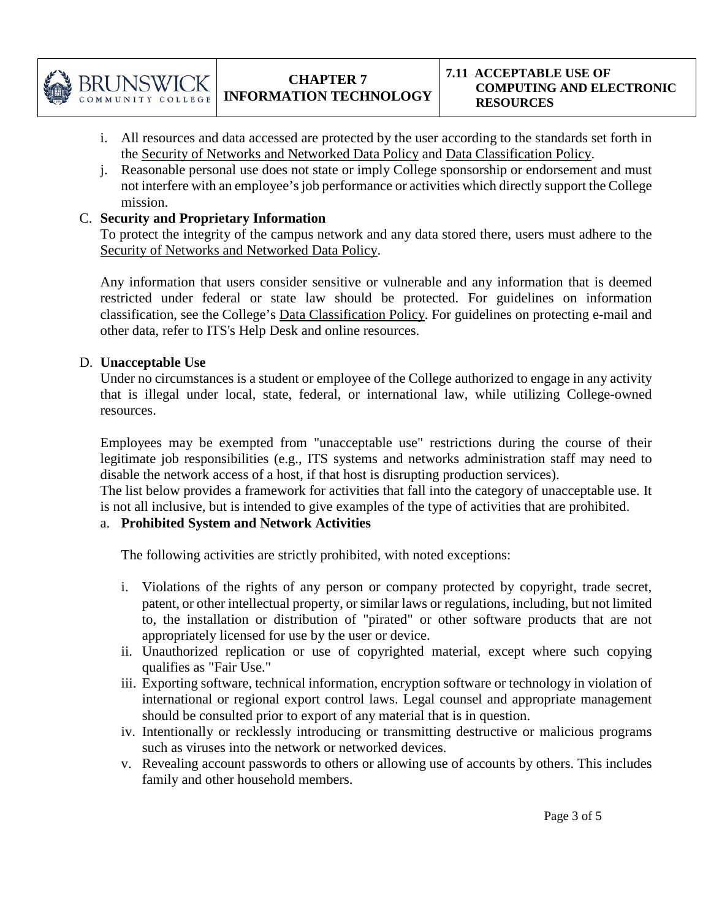i. All resources and data accessed are protected by the user according to the standards set forth in the Security of Networks and Networked Data Policy and Data Classification Policy.

j. Reasonable personal use does not state or imply College sponsorship or endorsement and must not interfere with an employee's job performance or activities which directly support the College mission.

C. **Security and Proprietary Information**

To protect the integrity of the campus network and any data stored there, users must adhere to the Security of Networks and Networked Data Policy.

Any information that users consider sensitive or vulnerable and any information that is deemed restricted under federal or state law should be protected. For guidelines on information classification, see the College's Data Classification Policy. For guidelines on protecting e-mail and other data, refer to ITS's Help Desk and online resources.

D. **Unacceptable Use**

Under no circumstances is a student or employee of the College authorized to engage in any activity that is illegal under local, state, federal, or international law, while utilizing College-owned resources.

Employees may be exempted from "unacceptable use" restrictions during the course of their legitimate job responsibilities (e.g., ITS systems and networks administration staff may need to disable the network access of a host, if that host is disrupting production services).

The list below provides a framework for activities that fall into the category of unacceptable use. It is not all inclusive, but is intended to give examples of the type of activities that are prohibited.

a. **Prohibited System and Network Activities**

The following activities are strictly prohibited, with noted exceptions:

i. Violations of the rights of any person or company protected by copyright, trade secret, patent, or other intellectual property, or similar laws or regulations, including, but not limited to, the installation or distribution of "pirated" or other software products that are not appropriately licensed for use by the user or device.

ii. Unauthorized replication or use of copyrighted material, except where such copying qualifies as "Fair Use."

iii. Exporting software, technical information, encryption software or technology in violation of international or regional export control laws. Legal counsel and appropriate management should be consulted prior to export of any material that is in question.

iv. Intentionally or recklessly introducing or transmitting destructive or malicious programs such as viruses into the network or networked devices.

v. Revealing account passwords to others or allowing use of accounts by others. This includes family and other household members.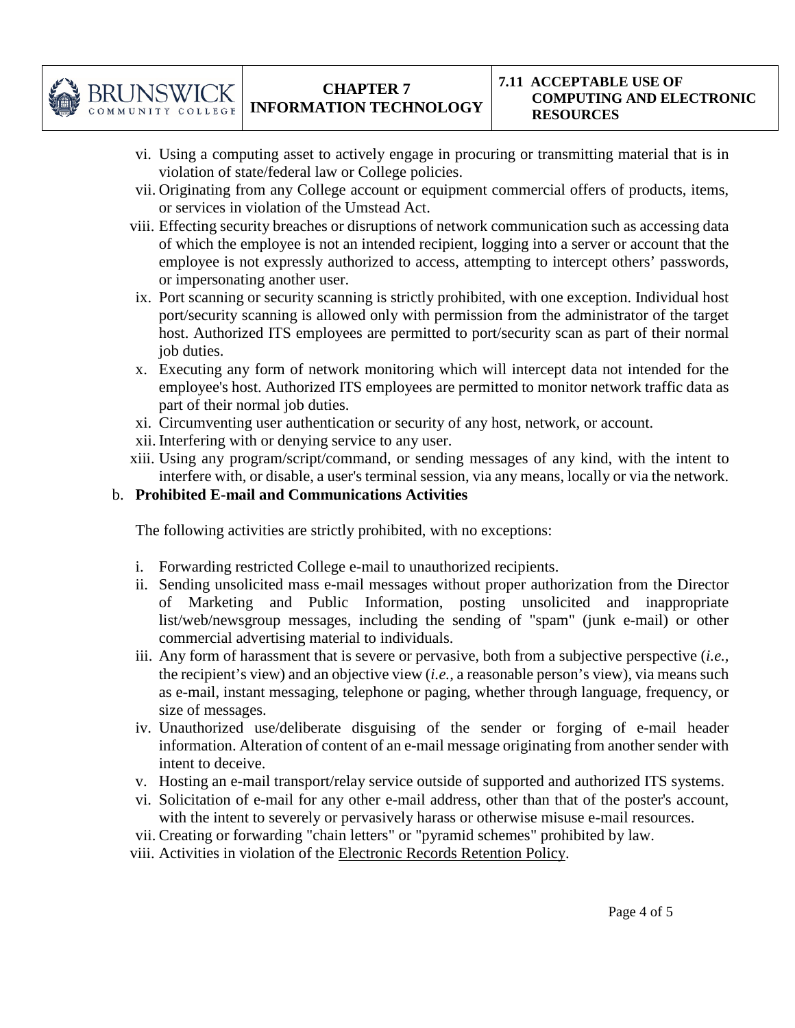vi. Using a computing asset to actively engage in procuring or transmitting material that is in violation of state/federal law or College policies.

vii. Originating from any College account or equipment commercial offers of products, items, or services in violation of the Umstead Act.

viii. Effecting security breaches or disruptions of network communication such as accessing data of which the employee is not an intended recipient, logging into a server or account that the employee is not expressly authorized to access, attempting to intercept others' passwords, or impersonating another user.

ix. Port scanning or security scanning is strictly prohibited, with one exception. Individual host port/security scanning is allowed only with permission from the administrator of the target host. Authorized ITS employees are permitted to port/security scan as part of their normal job duties.

x. Executing any form of network monitoring which will intercept data not intended for the employee's host. Authorized ITS employees are permitted to monitor network traffic data as part of their normal job duties.

xi. Circumventing user authentication or security of any host, network, or account.

xii. Interfering with or denying service to any user.

xiii. Using any program/script/command, or sending messages of any kind, with the intent to interfere with, or disable, a user's terminal session, via any means, locally or via the network.

b. **Prohibited E-mail and Communications Activities**

The following activities are strictly prohibited, with no exceptions:

i. Forwarding restricted College e-mail to unauthorized recipients.

ii. Sending unsolicited mass e-mail messages without proper authorization from the Director of Marketing and Public Information, posting unsolicited and inappropriate list/web/newsgroup messages, including the sending of "spam" (junk e-mail) or other commercial advertising material to individuals.

iii. Any form of harassment that is severe or pervasive, both from a subjective perspective (*i.e.,* the recipient's view) and an objective view (*i.e.,* a reasonable person's view), via means such as e-mail, instant messaging, telephone or paging, whether through language, frequency, or size of messages.

iv. Unauthorized use/deliberate disguising of the sender or forging of e-mail header information. Alteration of content of an e-mail message originating from another sender with intent to deceive.

v. Hosting an e-mail transport/relay service outside of supported and authorized ITS systems.

vi. Solicitation of e-mail for any other e-mail address, other than that of the poster's account, with the intent to severely or pervasively harass or otherwise misuse e-mail resources.

vii. Creating or forwarding "chain letters" or "pyramid schemes" prohibited by law.

viii. Activities in violation of the Electronic Records Retention Policy.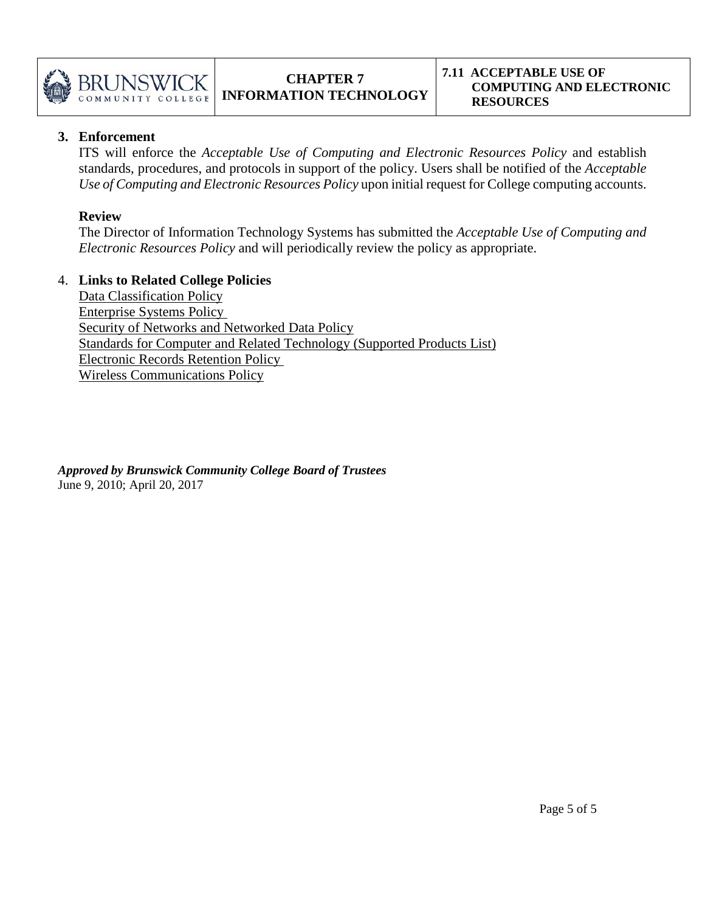### 3. Enforcement

ITS will enforce the *Acceptable Use of Computing and Electronic Resources Policy* and establish standards, procedures, and protocols in support of the policy. Users shall be notified of the *Acceptable Use of Computing and Electronic Resources Policy* upon initial request for College computing accounts.

### Review

The Director of Information Technology Systems has submitted the *Acceptable Use of Computing and Electronic Resources Policy* and will periodically review the policy as appropriate.

### 4. Links to Related College Policies

Data Classification Policy
Enterprise Systems Policy
Security of Networks and Networked Data Policy
Standards for Computer and Related Technology (Supported Products List)
Electronic Records Retention Policy
Wireless Communications Policy

***Approved by Brunswick Community College Board of Trustees***
June 9, 2010; April 20, 2017